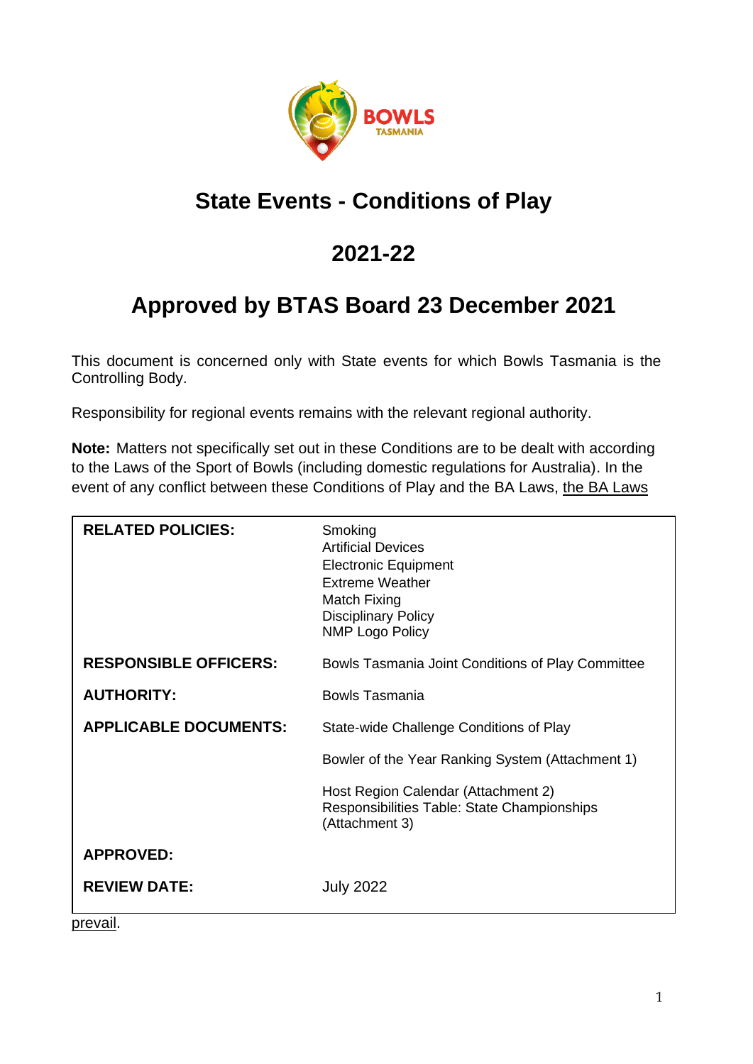# State Events - Conditions of Play

## 2021-22

## Approved by BTAS Board 23 December 2021

This document is concerned only with State events for which Bowls Tasmania is the Controlling Body.

Responsibility for regional events remains with the relevant regional authority.

**Note:** Matters not specifically set out in these Conditions are to be dealt with according to the Laws of the Sport of Bowls (including domestic regulations for Australia). In the event of any conflict between these Conditions of Play and the BA Laws, the BA Laws prevail.

| | |
|---|---|
| **RELATED POLICIES:** | Smoking<br>Artificial Devices<br>Electronic Equipment<br>Extreme Weather<br>Match Fixing<br>Disciplinary Policy<br>NMP Logo Policy |
| **RESPONSIBLE OFFICERS:** | Bowls Tasmania Joint Conditions of Play Committee |
| **AUTHORITY:** | Bowls Tasmania |
| **APPLICABLE DOCUMENTS:** | State-wide Challenge Conditions of Play<br><br>Bowler of the Year Ranking System (Attachment 1)<br><br>Host Region Calendar (Attachment 2)<br>Responsibilities Table: State Championships (Attachment 3) |
| **APPROVED:** | |
| **REVIEW DATE:** | July 2022 |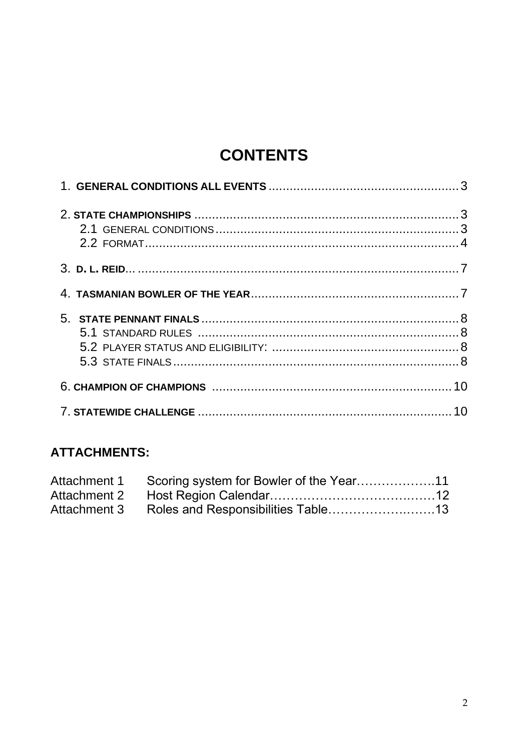# CONTENTS

1. **GENERAL CONDITIONS ALL EVENTS** ...................................................... 3

2. **STATE CHAMPIONSHIPS** .......................................................................... 3
   - 2.1 GENERAL CONDITIONS ..................................................................... 3
   - 2.2 FORMAT ........................................................................................ 4

3. **D. L. REID**... ........................................................................................... 7

4. **TASMANIAN BOWLER OF THE YEAR** ........................................................... 7

5. **STATE PENNANT FINALS** ......................................................................... 8
   - 5.1 STANDARD RULES ......................................................................... 8
   - 5.2 PLAYER STATUS AND ELIGIBILITY: ..................................................... 8
   - 5.3 STATE FINALS ................................................................................ 8

6. **CHAMPION OF CHAMPIONS** .................................................................. 10

7. **STATEWIDE CHALLENGE** ....................................................................... 10

## ATTACHMENTS:

| | | |
|---|---|---|
| Attachment 1 | Scoring system for Bowler of the Year………………. | 11 |
| Attachment 2 | Host Region Calendar………………………………… | 12 |
| Attachment 3 | Roles and Responsibilities Table…………………… | 13 |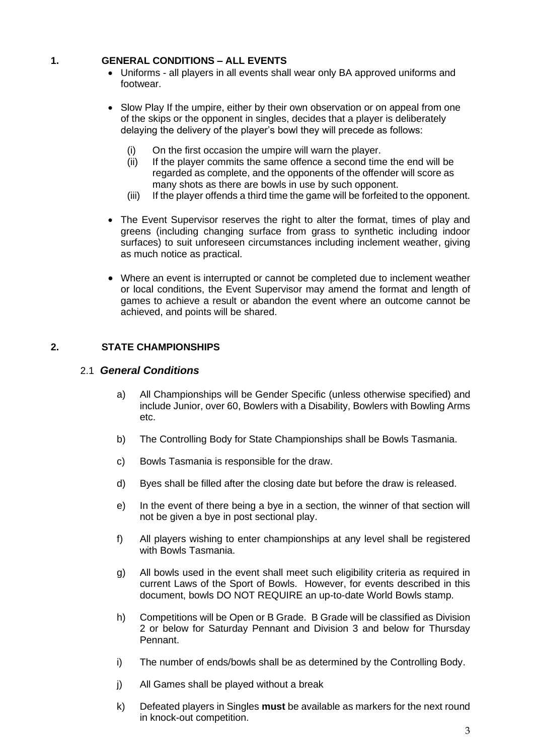## 1. GENERAL CONDITIONS – ALL EVENTS

- Uniforms - all players in all events shall wear only BA approved uniforms and footwear.
- Slow Play If the umpire, either by their own observation or on appeal from one of the skips or the opponent in singles, decides that a player is deliberately delaying the delivery of the player's bowl they will precede as follows:
  - (i) On the first occasion the umpire will warn the player.
  - (ii) If the player commits the same offence a second time the end will be regarded as complete, and the opponents of the offender will score as many shots as there are bowls in use by such opponent.
  - (iii) If the player offends a third time the game will be forfeited to the opponent.
- The Event Supervisor reserves the right to alter the format, times of play and greens (including changing surface from grass to synthetic including indoor surfaces) to suit unforeseen circumstances including inclement weather, giving as much notice as practical.
- Where an event is interrupted or cannot be completed due to inclement weather or local conditions, the Event Supervisor may amend the format and length of games to achieve a result or abandon the event where an outcome cannot be achieved, and points will be shared.

## 2. STATE CHAMPIONSHIPS

### 2.1 *General Conditions*

a) All Championships will be Gender Specific (unless otherwise specified) and include Junior, over 60, Bowlers with a Disability, Bowlers with Bowling Arms etc.

b) The Controlling Body for State Championships shall be Bowls Tasmania.

c) Bowls Tasmania is responsible for the draw.

d) Byes shall be filled after the closing date but before the draw is released.

e) In the event of there being a bye in a section, the winner of that section will not be given a bye in post sectional play.

f) All players wishing to enter championships at any level shall be registered with Bowls Tasmania.

g) All bowls used in the event shall meet such eligibility criteria as required in current Laws of the Sport of Bowls. However, for events described in this document, bowls DO NOT REQUIRE an up-to-date World Bowls stamp.

h) Competitions will be Open or B Grade. B Grade will be classified as Division 2 or below for Saturday Pennant and Division 3 and below for Thursday Pennant.

i) The number of ends/bowls shall be as determined by the Controlling Body.

j) All Games shall be played without a break

k) Defeated players in Singles **must** be available as markers for the next round in knock-out competition.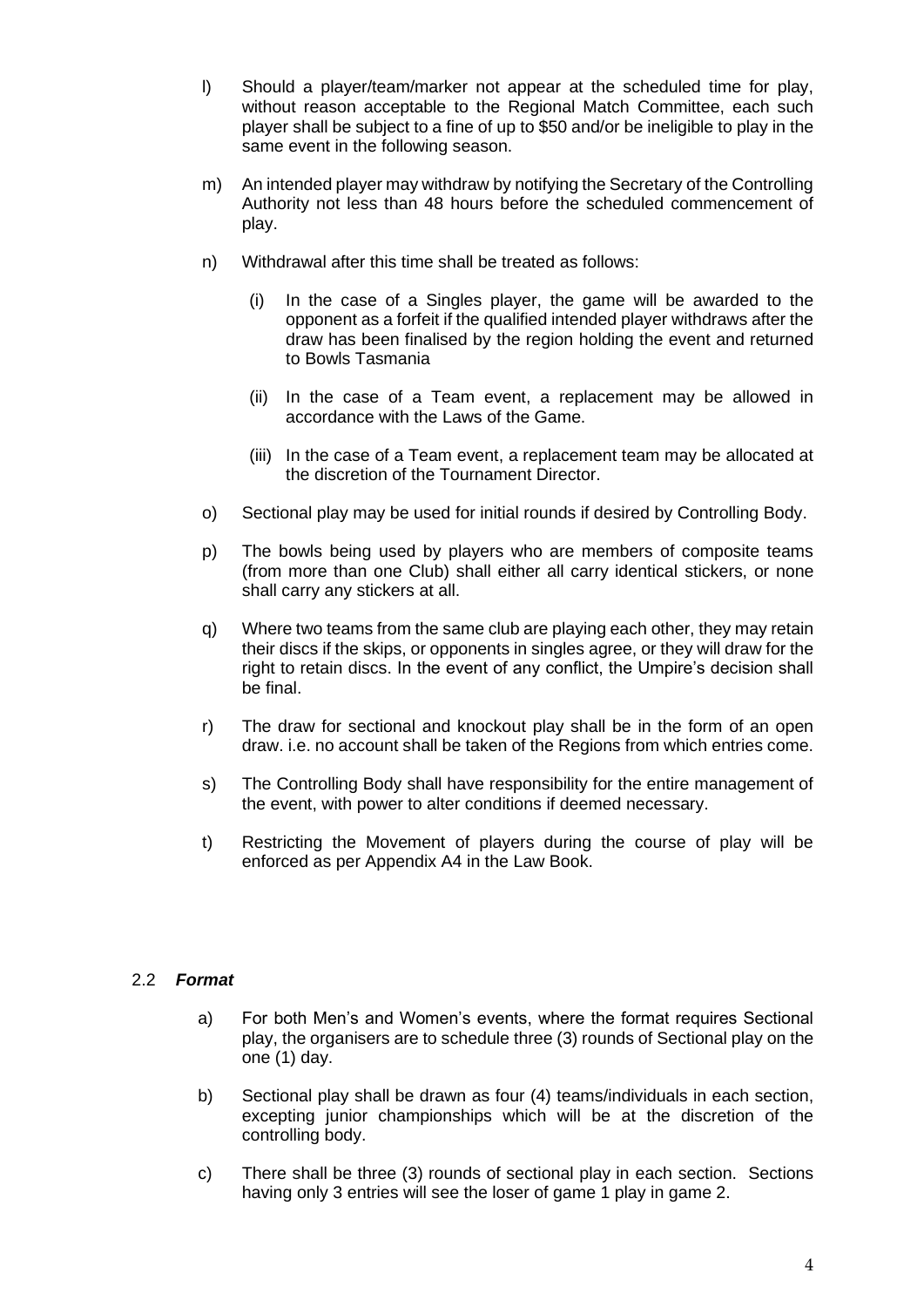l) Should a player/team/marker not appear at the scheduled time for play, without reason acceptable to the Regional Match Committee, each such player shall be subject to a fine of up to $50 and/or be ineligible to play in the same event in the following season.

m) An intended player may withdraw by notifying the Secretary of the Controlling Authority not less than 48 hours before the scheduled commencement of play.

n) Withdrawal after this time shall be treated as follows:

   (i) In the case of a Singles player, the game will be awarded to the opponent as a forfeit if the qualified intended player withdraws after the draw has been finalised by the region holding the event and returned to Bowls Tasmania

   (ii) In the case of a Team event, a replacement may be allowed in accordance with the Laws of the Game.

   (iii) In the case of a Team event, a replacement team may be allocated at the discretion of the Tournament Director.

o) Sectional play may be used for initial rounds if desired by Controlling Body.

p) The bowls being used by players who are members of composite teams (from more than one Club) shall either all carry identical stickers, or none shall carry any stickers at all.

q) Where two teams from the same club are playing each other, they may retain their discs if the skips, or opponents in singles agree, or they will draw for the right to retain discs. In the event of any conflict, the Umpire's decision shall be final.

r) The draw for sectional and knockout play shall be in the form of an open draw. i.e. no account shall be taken of the Regions from which entries come.

s) The Controlling Body shall have responsibility for the entire management of the event, with power to alter conditions if deemed necessary.

t) Restricting the Movement of players during the course of play will be enforced as per Appendix A4 in the Law Book.

### 2.2 ***Format***

a) For both Men's and Women's events, where the format requires Sectional play, the organisers are to schedule three (3) rounds of Sectional play on the one (1) day.

b) Sectional play shall be drawn as four (4) teams/individuals in each section, excepting junior championships which will be at the discretion of the controlling body.

c) There shall be three (3) rounds of sectional play in each section. Sections having only 3 entries will see the loser of game 1 play in game 2.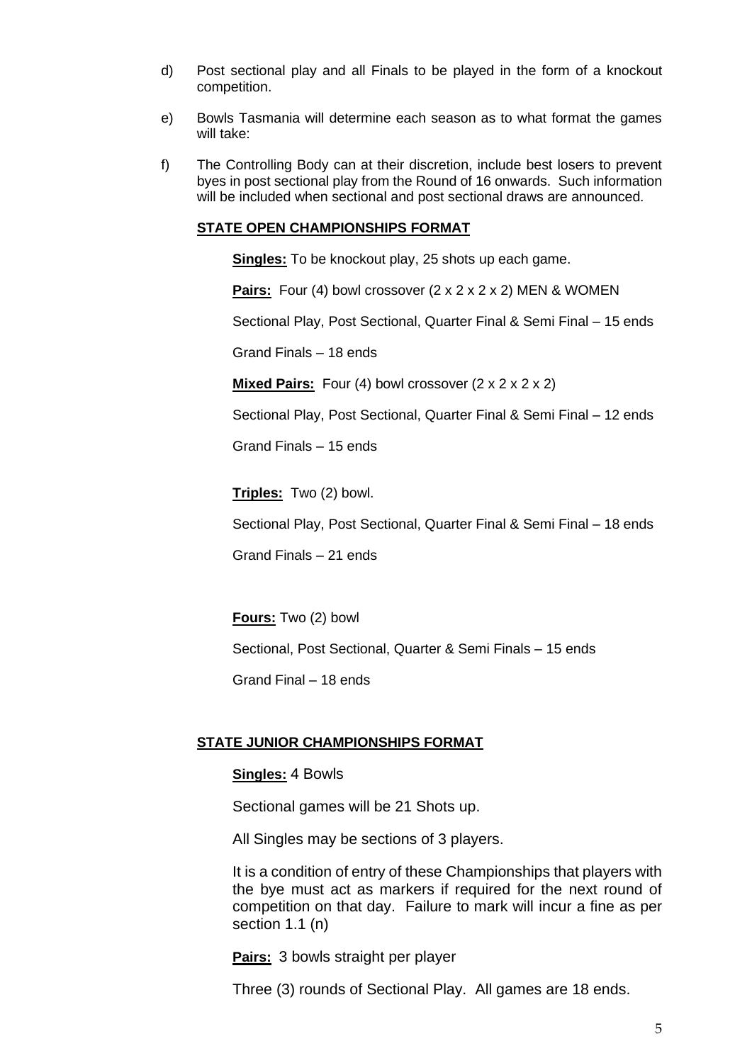d) Post sectional play and all Finals to be played in the form of a knockout competition.

e) Bowls Tasmania will determine each season as to what format the games will take:

f) The Controlling Body can at their discretion, include best losers to prevent byes in post sectional play from the Round of 16 onwards. Such information will be included when sectional and post sectional draws are announced.

**STATE OPEN CHAMPIONSHIPS FORMAT**

**Singles:** To be knockout play, 25 shots up each game.

**Pairs:** Four (4) bowl crossover (2 x 2 x 2 x 2) MEN & WOMEN

Sectional Play, Post Sectional, Quarter Final & Semi Final – 15 ends

Grand Finals – 18 ends

**Mixed Pairs:** Four (4) bowl crossover (2 x 2 x 2 x 2)

Sectional Play, Post Sectional, Quarter Final & Semi Final – 12 ends

Grand Finals – 15 ends

**Triples:** Two (2) bowl.

Sectional Play, Post Sectional, Quarter Final & Semi Final – 18 ends

Grand Finals – 21 ends

**Fours:** Two (2) bowl

Sectional, Post Sectional, Quarter & Semi Finals – 15 ends

Grand Final – 18 ends

**STATE JUNIOR CHAMPIONSHIPS FORMAT**

**Singles:** 4 Bowls

Sectional games will be 21 Shots up.

All Singles may be sections of 3 players.

It is a condition of entry of these Championships that players with the bye must act as markers if required for the next round of competition on that day. Failure to mark will incur a fine as per section 1.1 (n)

**Pairs:** 3 bowls straight per player

Three (3) rounds of Sectional Play. All games are 18 ends.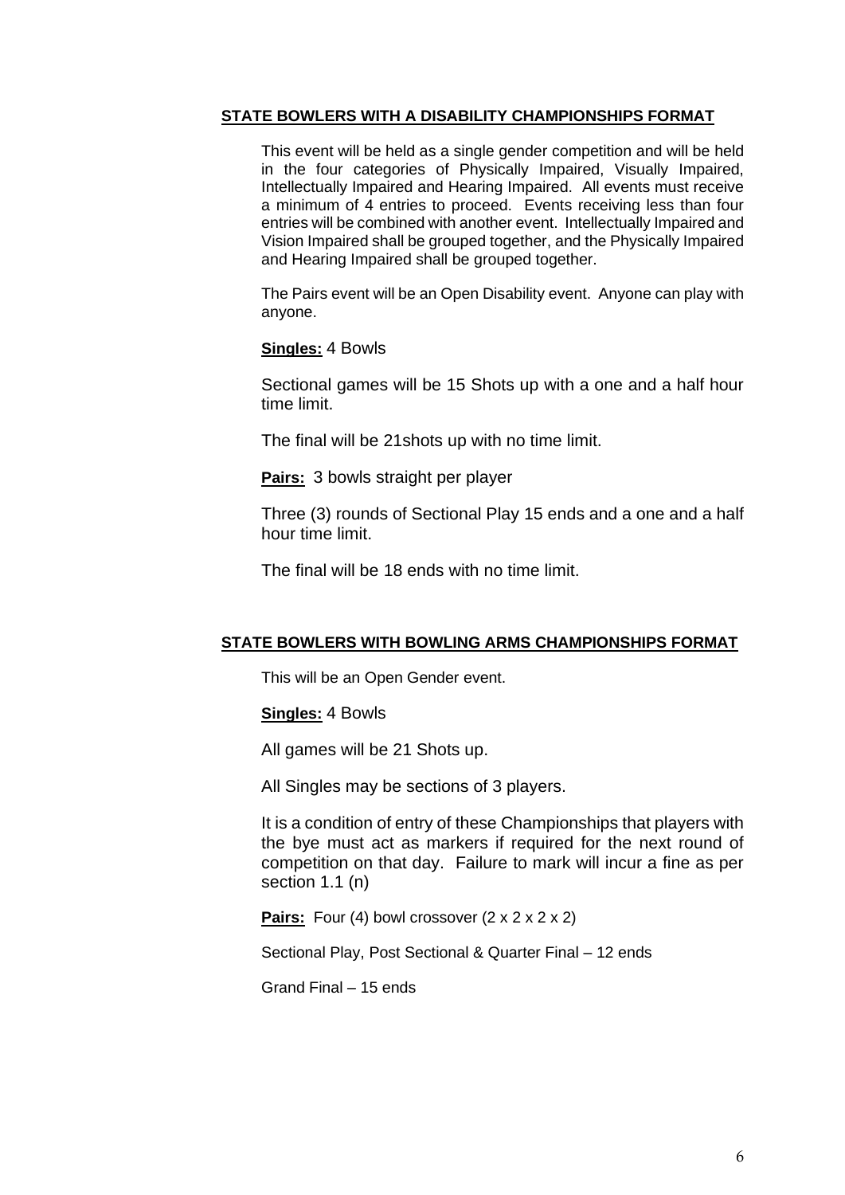## STATE BOWLERS WITH A DISABILITY CHAMPIONSHIPS FORMAT

This event will be held as a single gender competition and will be held in the four categories of Physically Impaired, Visually Impaired, Intellectually Impaired and Hearing Impaired. All events must receive a minimum of 4 entries to proceed. Events receiving less than four entries will be combined with another event. Intellectually Impaired and Vision Impaired shall be grouped together, and the Physically Impaired and Hearing Impaired shall be grouped together.

The Pairs event will be an Open Disability event. Anyone can play with anyone.

**Singles:** 4 Bowls

Sectional games will be 15 Shots up with a one and a half hour time limit.

The final will be 21shots up with no time limit.

**Pairs:** 3 bowls straight per player

Three (3) rounds of Sectional Play 15 ends and a one and a half hour time limit.

The final will be 18 ends with no time limit.

## STATE BOWLERS WITH BOWLING ARMS CHAMPIONSHIPS FORMAT

This will be an Open Gender event.

**Singles:** 4 Bowls

All games will be 21 Shots up.

All Singles may be sections of 3 players.

It is a condition of entry of these Championships that players with the bye must act as markers if required for the next round of competition on that day. Failure to mark will incur a fine as per section 1.1 (n)

**Pairs:** Four (4) bowl crossover (2 x 2 x 2 x 2)

Sectional Play, Post Sectional & Quarter Final – 12 ends

Grand Final – 15 ends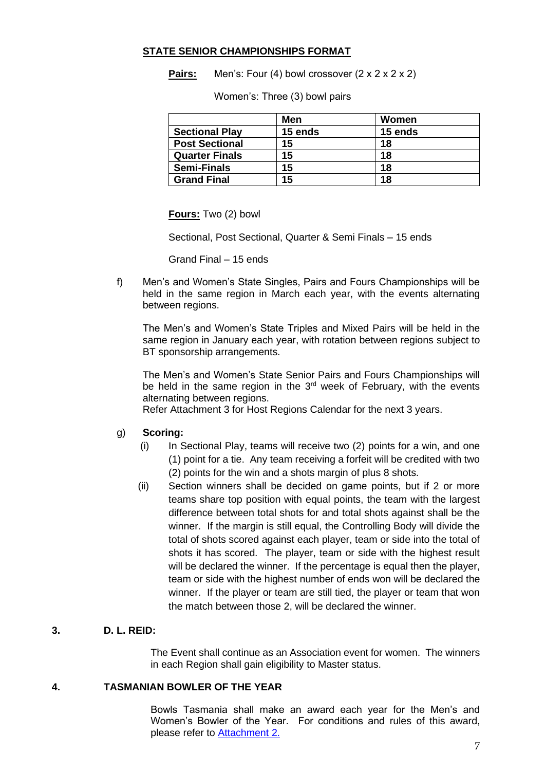**STATE SENIOR CHAMPIONSHIPS FORMAT**

**Pairs:** Men's: Four (4) bowl crossover (2 x 2 x 2 x 2)

Women's: Three (3) bowl pairs

| | Men | Women |
|---|---|---|
| **Sectional Play** | **15 ends** | **15 ends** |
| **Post Sectional** | **15** | **18** |
| **Quarter Finals** | **15** | **18** |
| **Semi-Finals** | **15** | **18** |
| **Grand Final** | **15** | **18** |

**Fours:** Two (2) bowl

Sectional, Post Sectional, Quarter & Semi Finals – 15 ends

Grand Final – 15 ends

f) Men's and Women's State Singles, Pairs and Fours Championships will be held in the same region in March each year, with the events alternating between regions.

The Men's and Women's State Triples and Mixed Pairs will be held in the same region in January each year, with rotation between regions subject to BT sponsorship arrangements.

The Men's and Women's State Senior Pairs and Fours Championships will be held in the same region in the 3rd week of February, with the events alternating between regions.
Refer Attachment 3 for Host Regions Calendar for the next 3 years.

g) **Scoring:**

(i) In Sectional Play, teams will receive two (2) points for a win, and one (1) point for a tie. Any team receiving a forfeit will be credited with two (2) points for the win and a shots margin of plus 8 shots.

(ii) Section winners shall be decided on game points, but if 2 or more teams share top position with equal points, the team with the largest difference between total shots for and total shots against shall be the winner. If the margin is still equal, the Controlling Body will divide the total of shots scored against each player, team or side into the total of shots it has scored. The player, team or side with the highest result will be declared the winner. If the percentage is equal then the player, team or side with the highest number of ends won will be declared the winner. If the player or team are still tied, the player or team that won the match between those 2, will be declared the winner.

## 3. D. L. REID:

The Event shall continue as an Association event for women. The winners in each Region shall gain eligibility to Master status.

## 4. TASMANIAN BOWLER OF THE YEAR

Bowls Tasmania shall make an award each year for the Men's and Women's Bowler of the Year. For conditions and rules of this award, please refer to Attachment 2.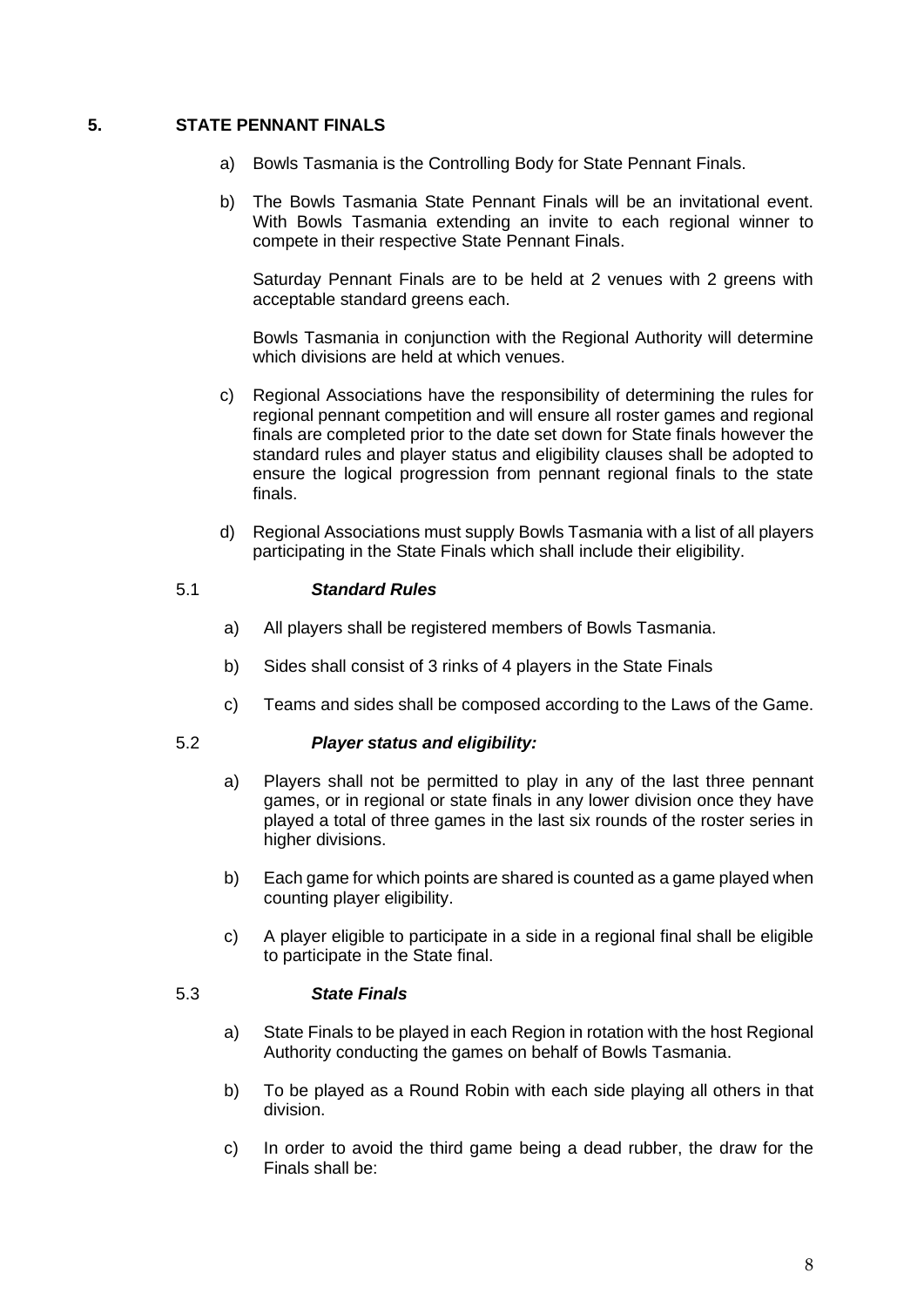## 5. STATE PENNANT FINALS

a) Bowls Tasmania is the Controlling Body for State Pennant Finals.

b) The Bowls Tasmania State Pennant Finals will be an invitational event. With Bowls Tasmania extending an invite to each regional winner to compete in their respective State Pennant Finals.

Saturday Pennant Finals are to be held at 2 venues with 2 greens with acceptable standard greens each.

Bowls Tasmania in conjunction with the Regional Authority will determine which divisions are held at which venues.

c) Regional Associations have the responsibility of determining the rules for regional pennant competition and will ensure all roster games and regional finals are completed prior to the date set down for State finals however the standard rules and player status and eligibility clauses shall be adopted to ensure the logical progression from pennant regional finals to the state finals.

d) Regional Associations must supply Bowls Tasmania with a list of all players participating in the State Finals which shall include their eligibility.

### 5.1 *Standard Rules*

a) All players shall be registered members of Bowls Tasmania.

b) Sides shall consist of 3 rinks of 4 players in the State Finals

c) Teams and sides shall be composed according to the Laws of the Game.

### 5.2 *Player status and eligibility:*

a) Players shall not be permitted to play in any of the last three pennant games, or in regional or state finals in any lower division once they have played a total of three games in the last six rounds of the roster series in higher divisions.

b) Each game for which points are shared is counted as a game played when counting player eligibility.

c) A player eligible to participate in a side in a regional final shall be eligible to participate in the State final.

### 5.3 *State Finals*

a) State Finals to be played in each Region in rotation with the host Regional Authority conducting the games on behalf of Bowls Tasmania.

b) To be played as a Round Robin with each side playing all others in that division.

c) In order to avoid the third game being a dead rubber, the draw for the Finals shall be: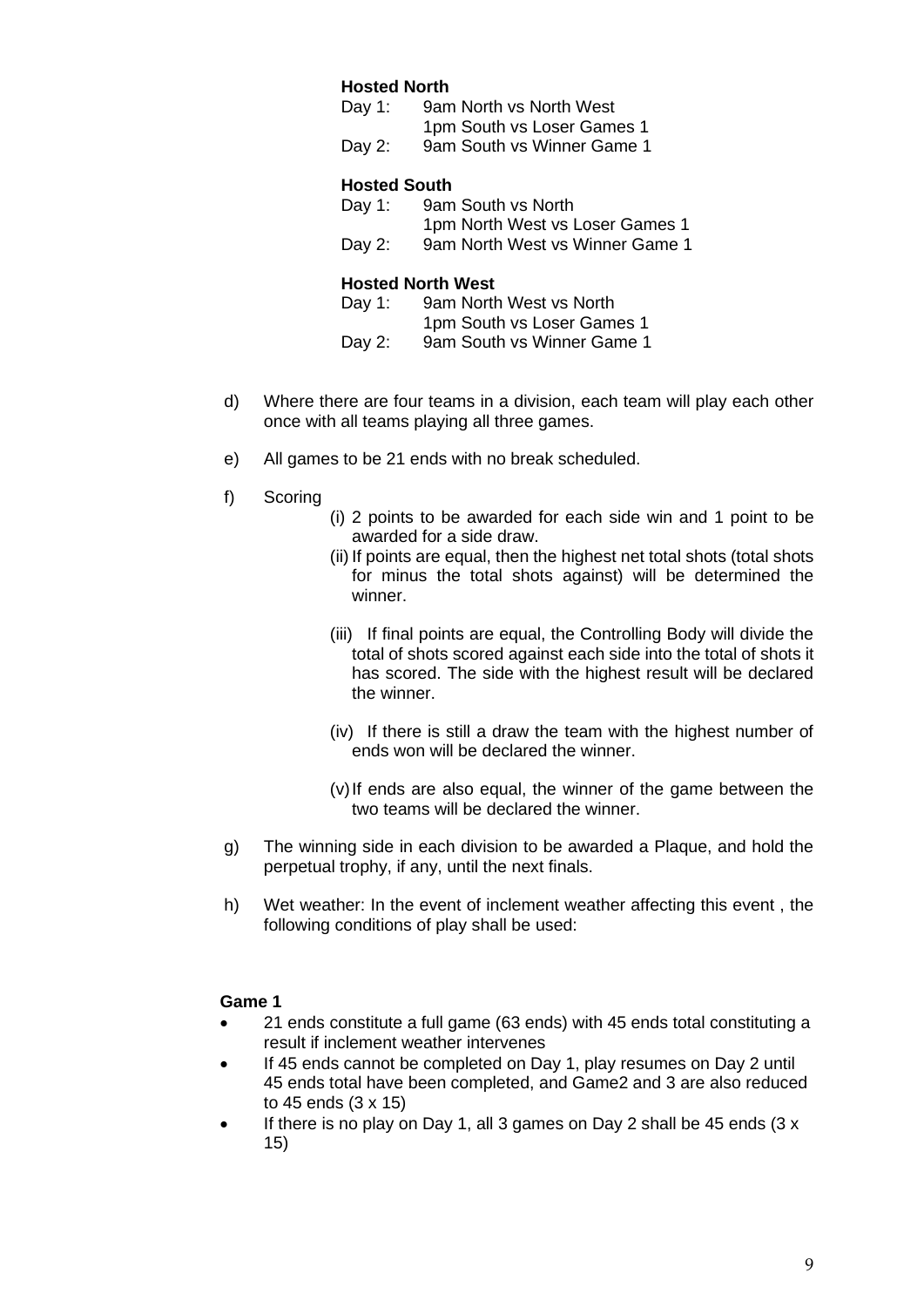**Hosted North**

Day 1: 9am North vs North West
1pm South vs Loser Games 1
Day 2: 9am South vs Winner Game 1

**Hosted South**

Day 1: 9am South vs North
1pm North West vs Loser Games 1
Day 2: 9am North West vs Winner Game 1

**Hosted North West**

Day 1: 9am North West vs North
1pm South vs Loser Games 1
Day 2: 9am South vs Winner Game 1

d) Where there are four teams in a division, each team will play each other once with all teams playing all three games.

e) All games to be 21 ends with no break scheduled.

f) Scoring

   (i) 2 points to be awarded for each side win and 1 point to be awarded for a side draw.

   (ii) If points are equal, then the highest net total shots (total shots for minus the total shots against) will be determined the winner.

   (iii) If final points are equal, the Controlling Body will divide the total of shots scored against each side into the total of shots it has scored. The side with the highest result will be declared the winner.

   (iv) If there is still a draw the team with the highest number of ends won will be declared the winner.

   (v) If ends are also equal, the winner of the game between the two teams will be declared the winner.

g) The winning side in each division to be awarded a Plaque, and hold the perpetual trophy, if any, until the next finals.

h) Wet weather: In the event of inclement weather affecting this event , the following conditions of play shall be used:

**Game 1**

- 21 ends constitute a full game (63 ends) with 45 ends total constituting a result if inclement weather intervenes
- If 45 ends cannot be completed on Day 1, play resumes on Day 2 until 45 ends total have been completed, and Game2 and 3 are also reduced to 45 ends (3 x 15)
- If there is no play on Day 1, all 3 games on Day 2 shall be 45 ends (3 x 15)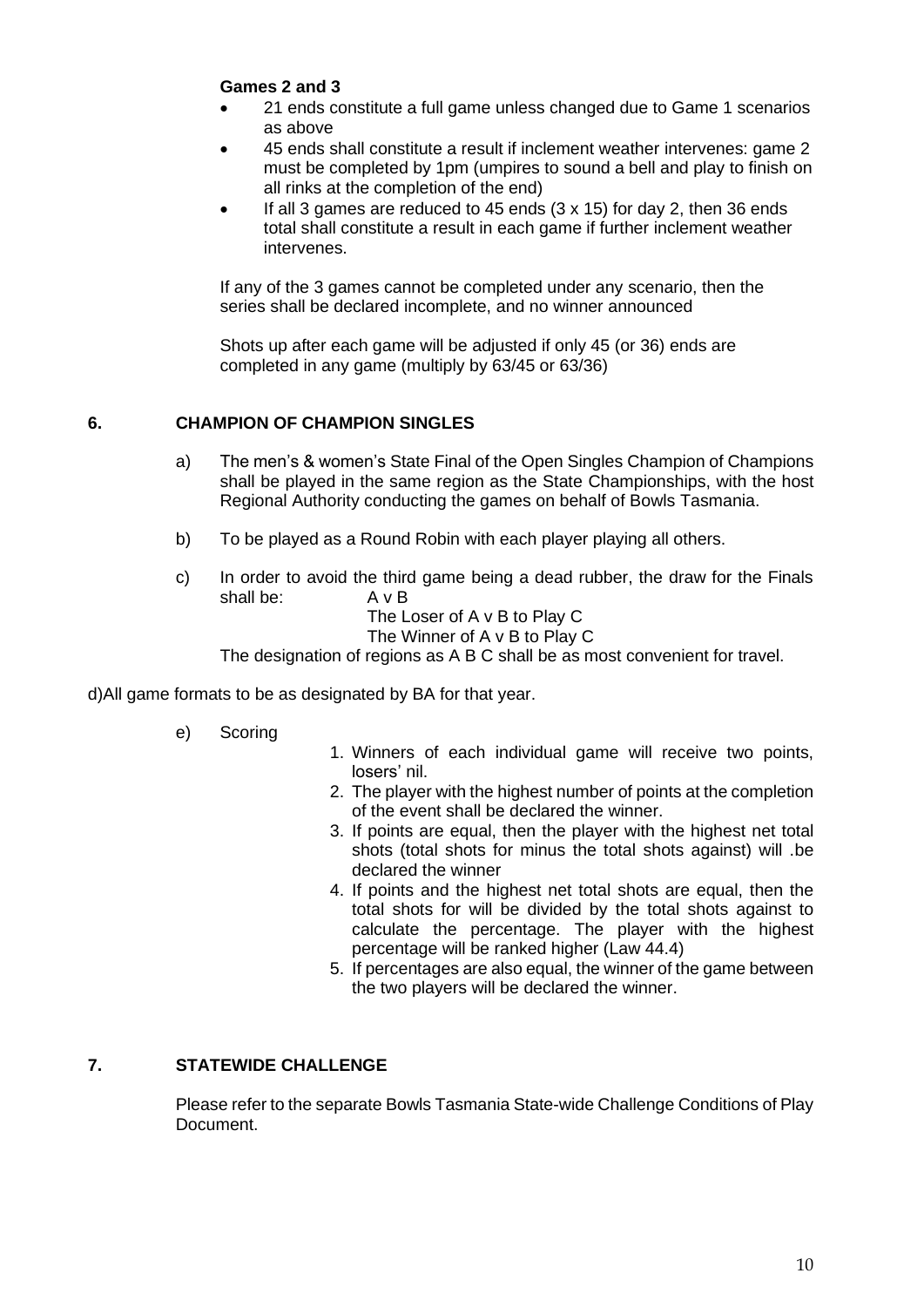**Games 2 and 3**

- 21 ends constitute a full game unless changed due to Game 1 scenarios as above
- 45 ends shall constitute a result if inclement weather intervenes: game 2 must be completed by 1pm (umpires to sound a bell and play to finish on all rinks at the completion of the end)
- If all 3 games are reduced to 45 ends (3 x 15) for day 2, then 36 ends total shall constitute a result in each game if further inclement weather intervenes.

If any of the 3 games cannot be completed under any scenario, then the series shall be declared incomplete, and no winner announced

Shots up after each game will be adjusted if only 45 (or 36) ends are completed in any game (multiply by 63/45 or 63/36)

## 6. CHAMPION OF CHAMPION SINGLES

a) The men's & women's State Final of the Open Singles Champion of Champions shall be played in the same region as the State Championships, with the host Regional Authority conducting the games on behalf of Bowls Tasmania.

b) To be played as a Round Robin with each player playing all others.

c) In order to avoid the third game being a dead rubber, the draw for the Finals shall be: A v B
The Loser of A v B to Play C
The Winner of A v B to Play C
The designation of regions as A B C shall be as most convenient for travel.

d) All game formats to be as designated by BA for that year.

e) Scoring

1. Winners of each individual game will receive two points, losers' nil.
2. The player with the highest number of points at the completion of the event shall be declared the winner.
3. If points are equal, then the player with the highest net total shots (total shots for minus the total shots against) will .be declared the winner
4. If points and the highest net total shots are equal, then the total shots for will be divided by the total shots against to calculate the percentage. The player with the highest percentage will be ranked higher (Law 44.4)
5. If percentages are also equal, the winner of the game between the two players will be declared the winner.

## 7. STATEWIDE CHALLENGE

Please refer to the separate Bowls Tasmania State-wide Challenge Conditions of Play Document.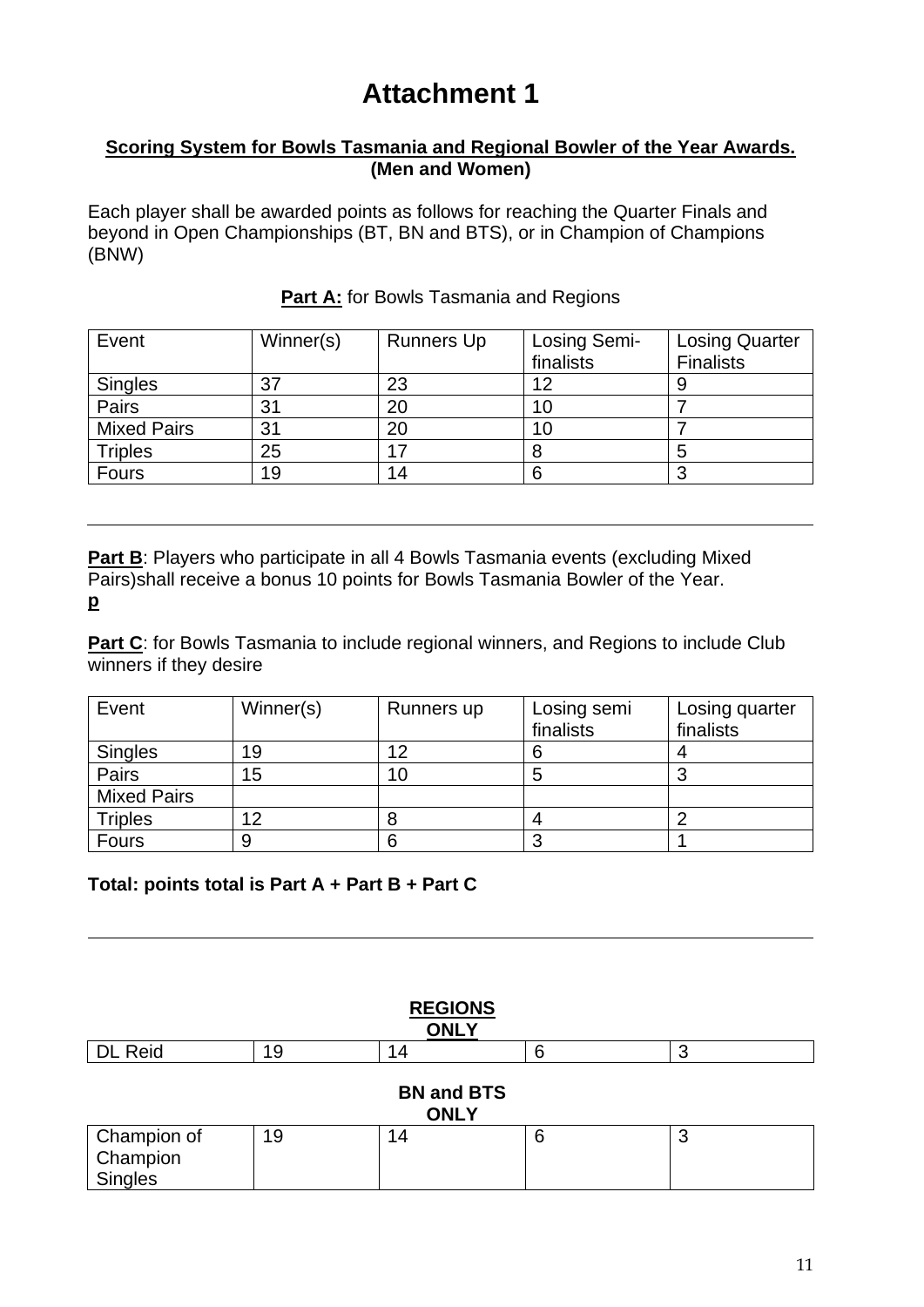# Attachment 1

**Scoring System for Bowls Tasmania and Regional Bowler of the Year Awards. (Men and Women)**

Each player shall be awarded points as follows for reaching the Quarter Finals and beyond in Open Championships (BT, BN and BTS), or in Champion of Champions (BNW)

**Part A:** for Bowls Tasmania and Regions

| Event | Winner(s) | Runners Up | Losing Semi-finalists | Losing Quarter Finalists |
|---|---|---|---|---|
| Singles | 37 | 23 | 12 | 9 |
| Pairs | 31 | 20 | 10 | 7 |
| Mixed Pairs | 31 | 20 | 10 | 7 |
| Triples | 25 | 17 | 8 | 5 |
| Fours | 19 | 14 | 6 | 3 |

---

**Part B**: Players who participate in all 4 Bowls Tasmania events (excluding Mixed Pairs)shall receive a bonus 10 points for Bowls Tasmania Bowler of the Year.
**p**

**Part C**: for Bowls Tasmania to include regional winners, and Regions to include Club winners if they desire

| Event | Winner(s) | Runners up | Losing semi finalists | Losing quarter finalists |
|---|---|---|---|---|
| Singles | 19 | 12 | 6 | 4 |
| Pairs | 15 | 10 | 5 | 3 |
| Mixed Pairs | | | | |
| Triples | 12 | 8 | 4 | 2 |
| Fours | 9 | 6 | 3 | 1 |

**Total: points total is Part A + Part B + Part C**

---

**REGIONS ONLY**

| DL Reid | 19 | 14 | 6 | 3 |
|---|---|---|---|---|

**BN and BTS ONLY**

| Champion of Champion Singles | 19 | 14 | 6 | 3 |
|---|---|---|---|---|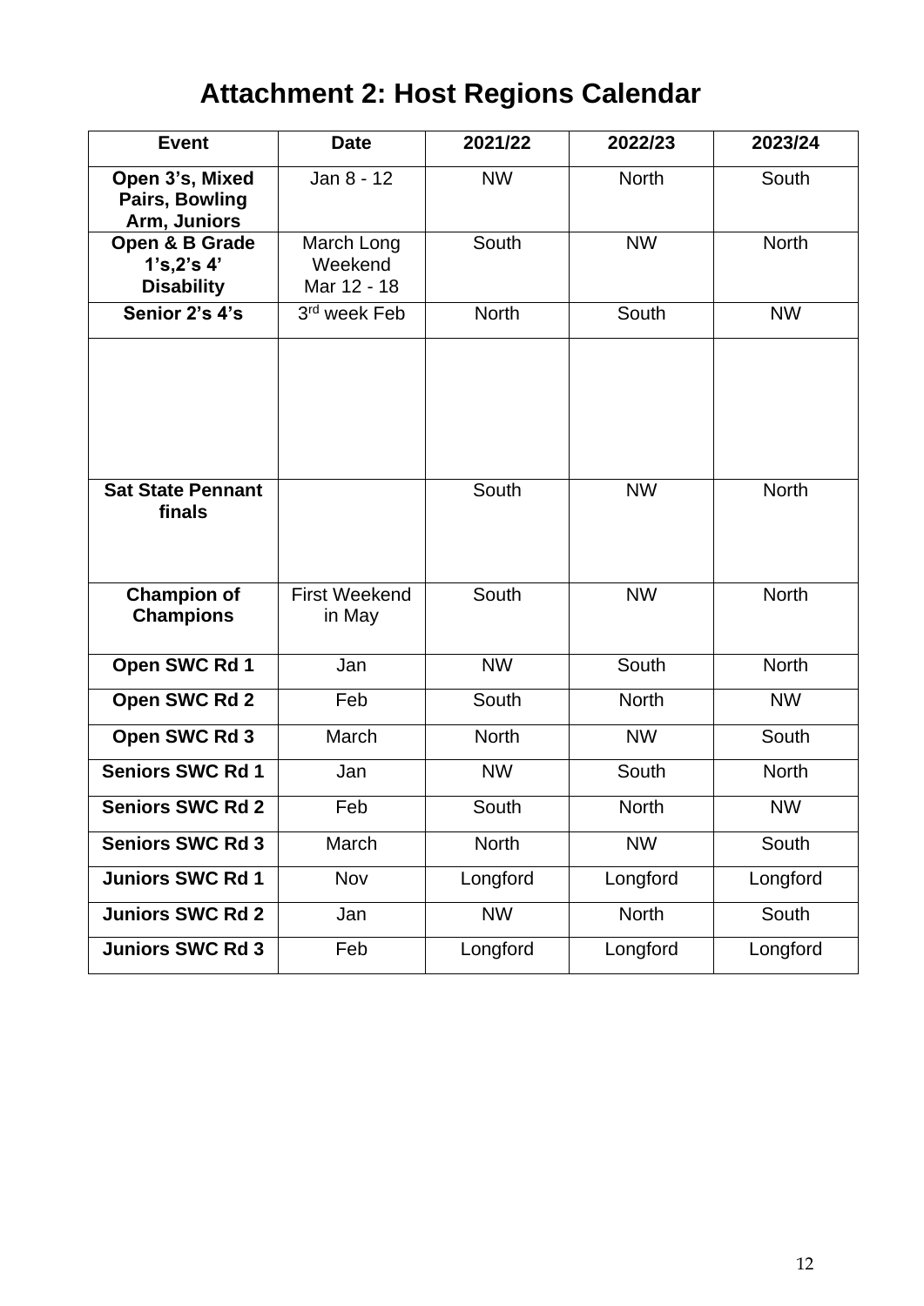# Attachment 2: Host Regions Calendar

| Event | Date | 2021/22 | 2022/23 | 2023/24 |
|---|---|---|---|---|
| **Open 3's, Mixed Pairs, Bowling Arm, Juniors** | Jan 8 - 12 | NW | North | South |
| **Open & B Grade 1's,2's 4' Disability** | March Long Weekend Mar 12 - 18 | South | NW | North |
| **Senior 2's 4's** | 3rd week Feb | North | South | NW |
| | | | | |
| **Sat State Pennant finals** | | South | NW | North |
| **Champion of Champions** | First Weekend in May | South | NW | North |
| **Open SWC Rd 1** | Jan | NW | South | North |
| **Open SWC Rd 2** | Feb | South | North | NW |
| **Open SWC Rd 3** | March | North | NW | South |
| **Seniors SWC Rd 1** | Jan | NW | South | North |
| **Seniors SWC Rd 2** | Feb | South | North | NW |
| **Seniors SWC Rd 3** | March | North | NW | South |
| **Juniors SWC Rd 1** | Nov | Longford | Longford | Longford |
| **Juniors SWC Rd 2** | Jan | NW | North | South |
| **Juniors SWC Rd 3** | Feb | Longford | Longford | Longford |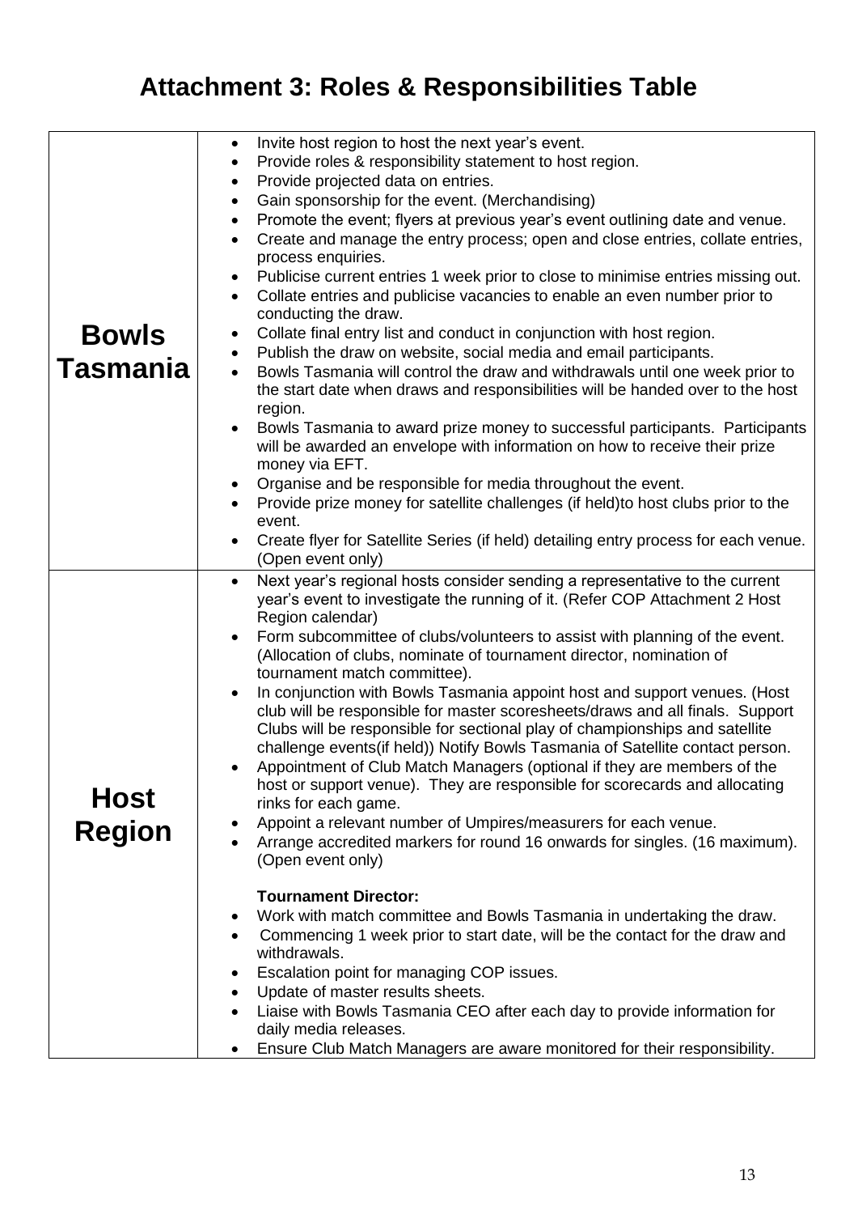# Attachment 3: Roles & Responsibilities Table

| | |
|---|---|
| **Bowls Tasmania** | • Invite host region to host the next year's event.<br>• Provide roles & responsibility statement to host region.<br>• Provide projected data on entries.<br>• Gain sponsorship for the event. (Merchandising)<br>• Promote the event; flyers at previous year's event outlining date and venue.<br>• Create and manage the entry process; open and close entries, collate entries, process enquiries.<br>• Publicise current entries 1 week prior to close to minimise entries missing out.<br>• Collate entries and publicise vacancies to enable an even number prior to conducting the draw.<br>• Collate final entry list and conduct in conjunction with host region.<br>• Publish the draw on website, social media and email participants.<br>• Bowls Tasmania will control the draw and withdrawals until one week prior to the start date when draws and responsibilities will be handed over to the host region.<br>• Bowls Tasmania to award prize money to successful participants. Participants will be awarded an envelope with information on how to receive their prize money via EFT.<br>• Organise and be responsible for media throughout the event.<br>• Provide prize money for satellite challenges (if held)to host clubs prior to the event.<br>• Create flyer for Satellite Series (if held) detailing entry process for each venue. (Open event only) |
| **Host Region** | • Next year's regional hosts consider sending a representative to the current year's event to investigate the running of it. (Refer COP Attachment 2 Host Region calendar)<br>• Form subcommittee of clubs/volunteers to assist with planning of the event. (Allocation of clubs, nominate of tournament director, nomination of tournament match committee).<br>• In conjunction with Bowls Tasmania appoint host and support venues. (Host club will be responsible for master scoresheets/draws and all finals. Support Clubs will be responsible for sectional play of championships and satellite challenge events(if held)) Notify Bowls Tasmania of Satellite contact person.<br>• Appointment of Club Match Managers (optional if they are members of the host or support venue). They are responsible for scorecards and allocating rinks for each game.<br>• Appoint a relevant number of Umpires/measurers for each venue.<br>• Arrange accredited markers for round 16 onwards for singles. (16 maximum). (Open event only)<br><br>**Tournament Director:**<br>• Work with match committee and Bowls Tasmania in undertaking the draw.<br>• Commencing 1 week prior to start date, will be the contact for the draw and withdrawals.<br>• Escalation point for managing COP issues.<br>• Update of master results sheets.<br>• Liaise with Bowls Tasmania CEO after each day to provide information for daily media releases.<br>• Ensure Club Match Managers are aware monitored for their responsibility. |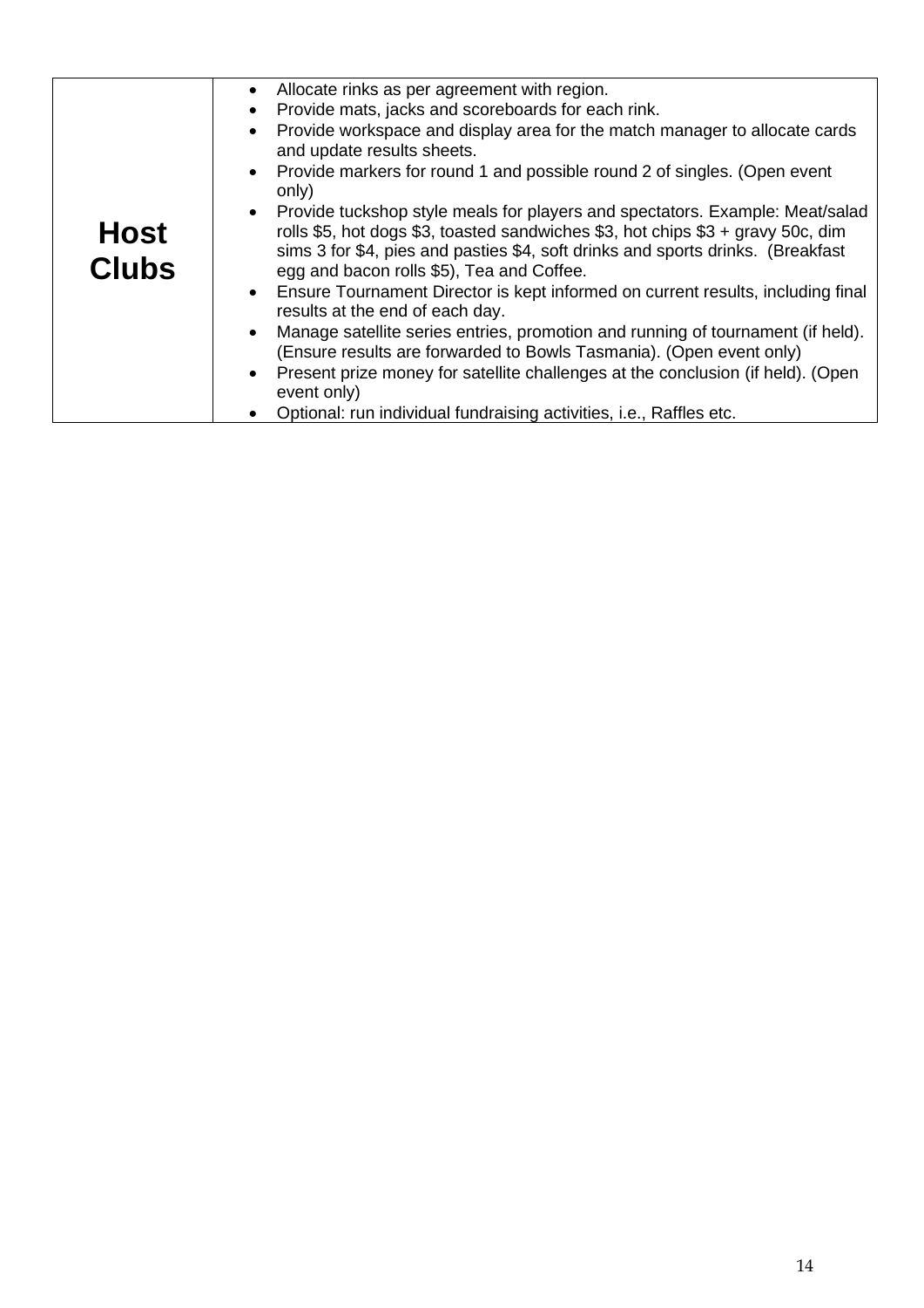| | |
|---|---|
| **Host Clubs** | • Allocate rinks as per agreement with region.<br>• Provide mats, jacks and scoreboards for each rink.<br>• Provide workspace and display area for the match manager to allocate cards and update results sheets.<br>• Provide markers for round 1 and possible round 2 of singles. (Open event only)<br>• Provide tuckshop style meals for players and spectators. Example: Meat/salad rolls $5, hot dogs $3, toasted sandwiches $3, hot chips $3 + gravy 50c, dim sims 3 for $4, pies and pasties $4, soft drinks and sports drinks. (Breakfast egg and bacon rolls $5), Tea and Coffee.<br>• Ensure Tournament Director is kept informed on current results, including final results at the end of each day.<br>• Manage satellite series entries, promotion and running of tournament (if held). (Ensure results are forwarded to Bowls Tasmania). (Open event only)<br>• Present prize money for satellite challenges at the conclusion (if held). (Open event only)<br>• Optional: run individual fundraising activities, i.e., Raffles etc. |